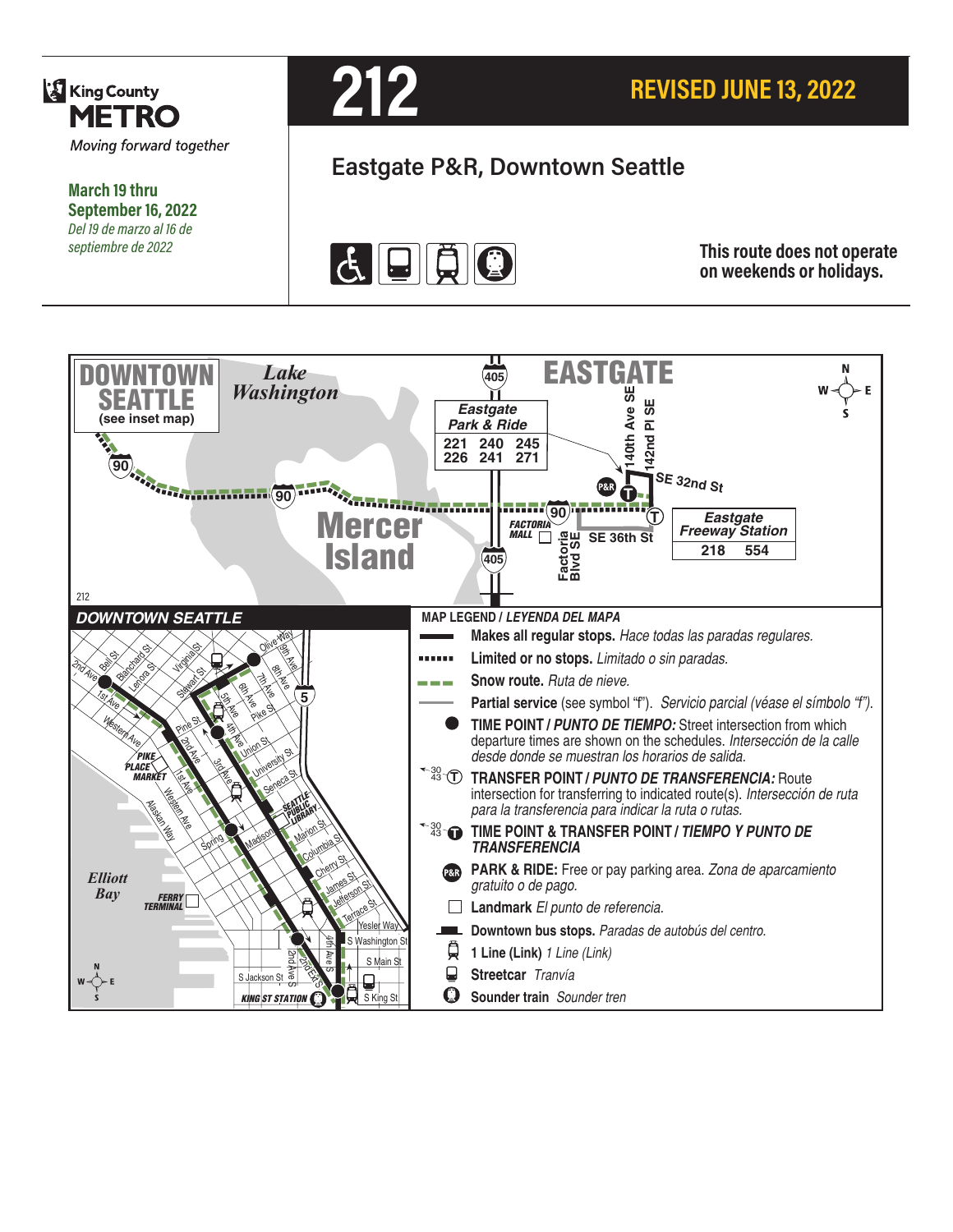# 212

**King County METRO**
*Moving forward together*

**REVISED JUNE 13, 2022**

**March 19 thru September 16, 2022**
*Del 19 de marzo al 16 de septiembre de 2022*

## Eastgate P&R, Downtown Seattle

**This route does not operate on weekends or holidays.**

**EASTGATE**

**DOWNTOWN SEATTLE** (see inset map)

*Lake Washington*

**Mercer Island**

**Eastgate Park & Ride**

| | | |
|---|---|---|
| 221 | 240 | 245 |
| 226 | 241 | 271 |

**Eastgate Freeway Station**

| | |
|---|---|
| 218 | 554 |

140th Ave SE, 142nd Pl SE, SE 32nd St, SE 36th St, Factoria Blvd SE, FACTORIA MALL, 90, 405

212

**DOWNTOWN SEATTLE**

2nd Ave, Bell St, Blanchard St, Lenora St, Virginia St, Stewart St, Olive Way, 9th Ave, 8th Ave, 7th Ave, 6th Ave, 5th Ave, Pike St, Pine St, Union St, University St, Seneca St, 1st Ave, Western Ave, PIKE PLACE MARKET, 3rd Ave, 4th Ave, SEATTLE PUBLIC LIBRARY, Spring, Madison, Marion St, Columbia St, Cherry St, James St, Jefferson St, Terrace St, Yesler Way, S Washington St, S Main St, S Jackson St, 2nd Ave S, 2nd Ext S, 4th Ave S, S King St, KING ST STATION, Alaskan Way, Elliott Bay, FERRY TERMINAL, 5

**MAP LEGEND /** ***LEYENDA DEL MAPA***

- **Makes all regular stops.** *Hace todas las paradas regulares.*
- **Limited or no stops.** *Limitado o sin paradas.*
- **Snow route.** *Ruta de nieve.*
- **Partial service** (see symbol "f"). *Servicio parcial (véase el símbolo "f").*
- **TIME POINT /** ***PUNTO DE TIEMPO:*** Street intersection from which departure times are shown on the schedules. *Intersección de la calle desde donde se muestran los horarios de salida.*
- **TRANSFER POINT /** ***PUNTO DE TRANSFERENCIA:*** Route intersection for transferring to indicated route(s). *Intersección de ruta para la transferencia para indicar la ruta o rutas.*
- **TIME POINT & TRANSFER POINT /** ***TIEMPO Y PUNTO DE TRANSFERENCIA***
- **PARK & RIDE:** Free or pay parking area. *Zona de aparcamiento gratuito o de pago.*
- **Landmark** *El punto de referencia.*
- **Downtown bus stops.** *Paradas de autobús del centro.*
- **1 Line (Link)** *1 Line (Link)*
- **Streetcar** *Tranvía*
- **Sounder train** *Sounder tren*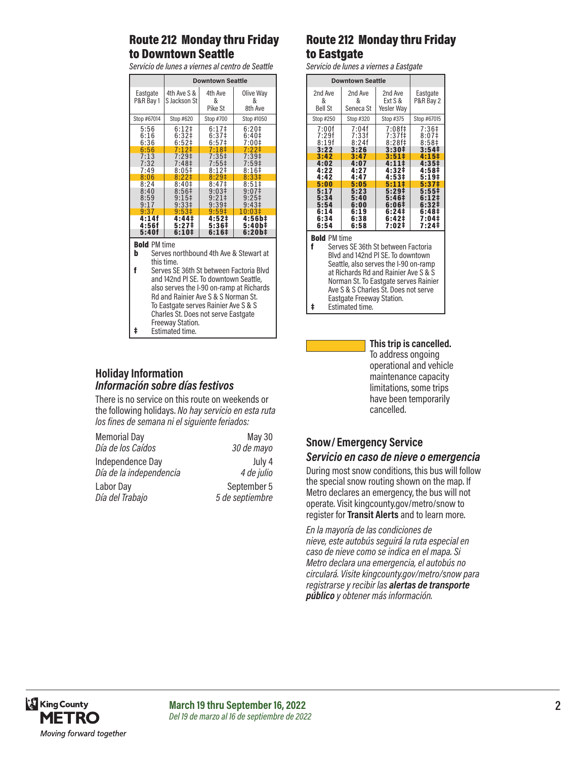## Route 212 Monday thru Friday to Downtown Seattle

*Servicio de lunes a viernes al centro de Seattle*

| | Downtown Seattle | | |
|---|---|---|---|
| Eastgate P&R Bay 1 | 4th Ave S & S Jackson St | 4th Ave & Pike St | Olive Way & 8th Ave |
| Stop #67014 | Stop #620 | Stop #700 | Stop #1050 |
| 5:56 | 6:12‡ | 6:17‡ | 6:20‡ |
| 6:16 | 6:32‡ | 6:37‡ | 6:40‡ |
| 6:36 | 6:52‡ | 6:57‡ | 7:00‡ |
| 6:56 | 7:12‡ | 7:18‡ | 7:22‡ |
| 7:13 | 7:29‡ | 7:35‡ | 7:39‡ |
| 7:32 | 7:48‡ | 7:55‡ | 7:59‡ |
| 7:49 | 8:05‡ | 8:12‡ | 8:16‡ |
| 8:06 | 8:22‡ | 8:29‡ | 8:33‡ |
| 8:24 | 8:40‡ | 8:47‡ | 8:51‡ |
| 8:40 | 8:56‡ | 9:03‡ | 9:07‡ |
| 8:59 | 9:15‡ | 9:21‡ | 9:25‡ |
| 9:17 | 9:33‡ | 9:39‡ | 9:43‡ |
| 9:37 | 9:53‡ | 9:59‡ | 10:03‡ |
| **4:14f** | **4:44‡** | **4:52‡** | **4:56b‡** |
| **4:56f** | **5:27‡** | **5:36‡** | **5:40b‡** |
| **5:40f** | **6:10‡** | **6:16‡** | **6:20b‡** |

**Bold** PM time

**b** Serves northbound 4th Ave & Stewart at this time.

**f** Serves SE 36th St between Factoria Blvd and 142nd Pl SE. To downtown Seattle, also serves the I-90 on-ramp at Richards Rd and Rainier Ave S & S Norman St. To Eastgate serves Rainier Ave S & S Charles St. Does not serve Eastgate Freeway Station.

**‡** Estimated time.

## Route 212 Monday thru Friday to Eastgate

*Servicio de lunes a viernes a Eastgate*

| Downtown Seattle | | | |
|---|---|---|---|
| 2nd Ave & Bell St | 2nd Ave & Seneca St | 2nd Ave Ext S & Yesler Way | Eastgate P&R Bay 2 |
| Stop #250 | Stop #320 | Stop #375 | Stop #67015 |
| 7:00f | 7:04f | 7:08f‡ | 7:36‡ |
| 7:29f | 7:33f | 7:37f‡ | 8:07‡ |
| 8:19f | 8:24f | 8:28f‡ | 8:58‡ |
| **3:22** | **3:26** | **3:30‡** | **3:54‡** |
| **3:42** | **3:47** | **3:51‡** | **4:15‡** |
| **4:02** | **4:07** | **4:11‡** | **4:35‡** |
| **4:22** | **4:27** | **4:32‡** | **4:58‡** |
| **4:42** | **4:47** | **4:53‡** | **5:19‡** |
| **5:00** | **5:05** | **5:11‡** | **5:37‡** |
| **5:17** | **5:23** | **5:29‡** | **5:55‡** |
| **5:34** | **5:40** | **5:46‡** | **6:12‡** |
| **5:54** | **6:00** | **6:06‡** | **6:32‡** |
| **6:14** | **6:19** | **6:24‡** | **6:48‡** |
| **6:34** | **6:38** | **6:42‡** | **7:04‡** |
| **6:54** | **6:58** | **7:02‡** | **7:24‡** |

**Bold** PM time

**f** Serves SE 36th St between Factoria Blvd and 142nd Pl SE. To downtown Seattle, also serves the I-90 on-ramp at Richards Rd and Rainier Ave S & S Norman St. To Eastgate serves Rainier Ave S & S Charles St. Does not serve Eastgate Freeway Station.

**‡** Estimated time.

**This trip is cancelled.** To address ongoing operational and vehicle maintenance capacity limitations, some trips have been temporarily cancelled.

### Holiday Information
### *Información sobre días festivos*

There is no service on this route on weekends or the following holidays. *No hay servicio en esta ruta los fines de semana ni el siguiente feriados:*

| | |
|---|---|
| Memorial Day *Día de los Caídos* | May 30 *30 de mayo* |
| Independence Day *Día de la independencia* | July 4 *4 de julio* |
| Labor Day *Día del Trabajo* | September 5 *5 de septiembre* |

### Snow / Emergency Service
### *Servicio en caso de nieve o emergencia*

During most snow conditions, this bus will follow the special snow routing shown on the map. If Metro declares an emergency, the bus will not operate. Visit kingcounty.gov/metro/snow to register for **Transit Alerts** and to learn more.

*En la mayoría de las condiciones de nieve, este autobús seguirá la ruta especial en caso de nieve como se indica en el mapa. Si Metro declara una emergencia, el autobús no circulará. Visite kingcounty.gov/metro/snow para registrarse y recibir las* ***alertas de transporte público*** *y obtener más información.*

King County METRO
*Moving forward together*

**March 19 thru September 16, 2022**
*Del 19 de marzo al 16 de septiembre de 2022*